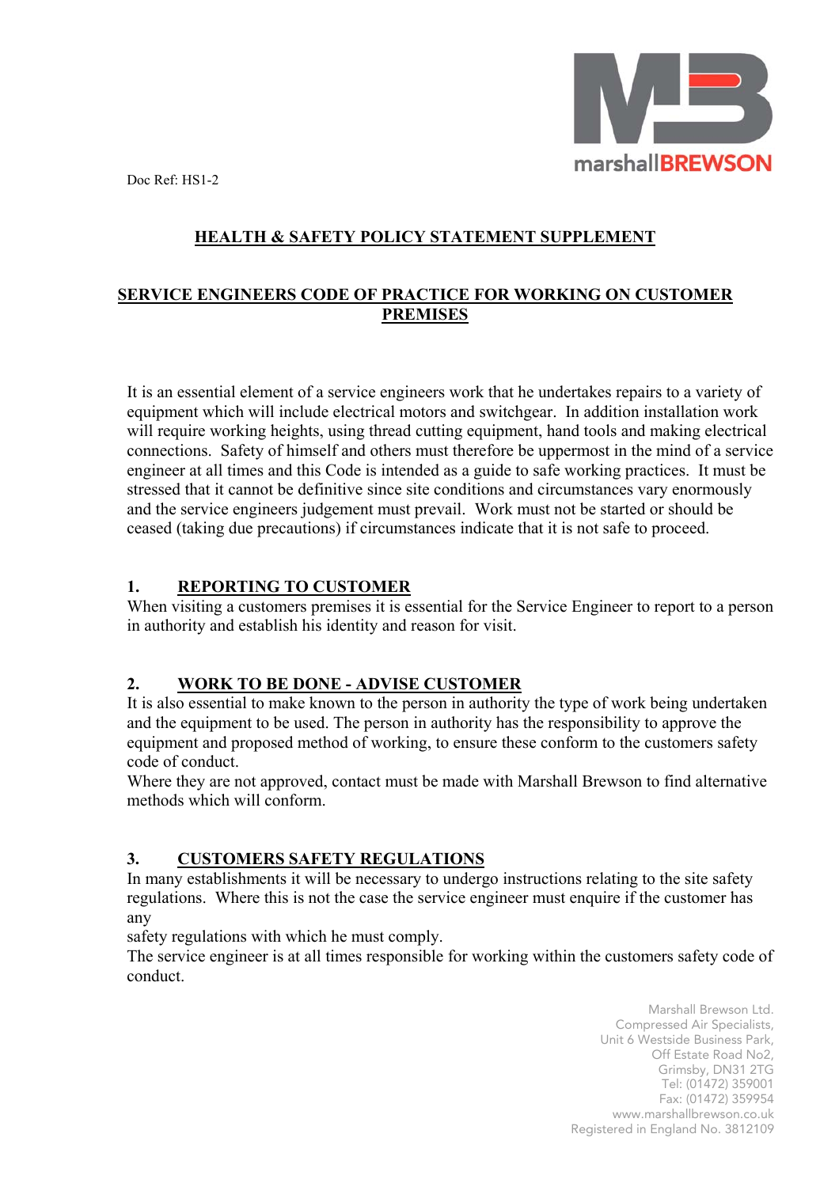Doc Ref: HS1-2

# HEALTH & SAFETY POLICY STATEMENT SUPPLEMENT

## SERVICE ENGINEERS CODE OF PRACTICE FOR WORKING ON CUSTOMER PREMISES

It is an essential element of a service engineers work that he undertakes repairs to a variety of equipment which will include electrical motors and switchgear. In addition installation work will require working heights, using thread cutting equipment, hand tools and making electrical connections. Safety of himself and others must therefore be uppermost in the mind of a service engineer at all times and this Code is intended as a guide to safe working practices. It must be stressed that it cannot be definitive since site conditions and circumstances vary enormously and the service engineers judgement must prevail. Work must not be started or should be ceased (taking due precautions) if circumstances indicate that it is not safe to proceed.

### 1. REPORTING TO CUSTOMER

When visiting a customers premises it is essential for the Service Engineer to report to a person in authority and establish his identity and reason for visit.

### 2. WORK TO BE DONE - ADVISE CUSTOMER

It is also essential to make known to the person in authority the type of work being undertaken and the equipment to be used. The person in authority has the responsibility to approve the equipment and proposed method of working, to ensure these conform to the customers safety code of conduct.

Where they are not approved, contact must be made with Marshall Brewson to find alternative methods which will conform.

### 3. CUSTOMERS SAFETY REGULATIONS

In many establishments it will be necessary to undergo instructions relating to the site safety regulations. Where this is not the case the service engineer must enquire if the customer has any safety regulations with which he must comply.

The service engineer is at all times responsible for working within the customers safety code of conduct.

Marshall Brewson Ltd.
Compressed Air Specialists,
Unit 6 Westside Business Park,
Off Estate Road No2,
Grimsby, DN31 2TG
Tel: (01472) 359001
Fax: (01472) 359954
www.marshallbrewson.co.uk
Registered in England No. 3812109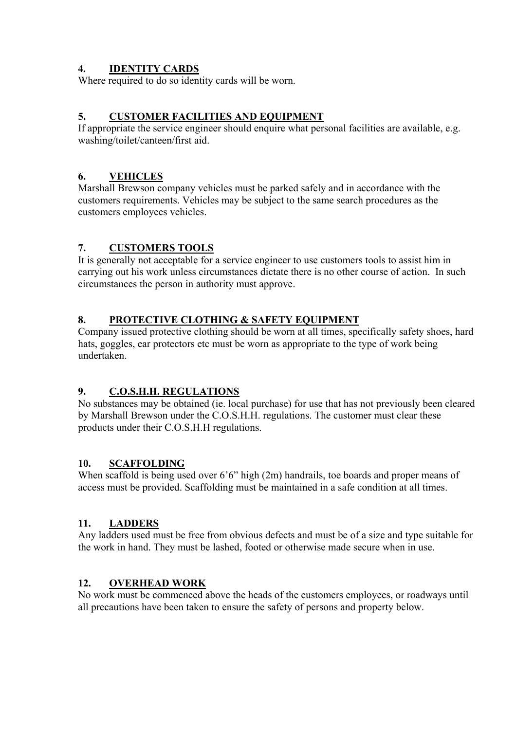## 4. <u>IDENTITY CARDS</u>

Where required to do so identity cards will be worn.

## 5. <u>CUSTOMER FACILITIES AND EQUIPMENT</u>

If appropriate the service engineer should enquire what personal facilities are available, e.g. washing/toilet/canteen/first aid.

## 6. <u>VEHICLES</u>

Marshall Brewson company vehicles must be parked safely and in accordance with the customers requirements. Vehicles may be subject to the same search procedures as the customers employees vehicles.

## 7. <u>CUSTOMERS TOOLS</u>

It is generally not acceptable for a service engineer to use customers tools to assist him in carrying out his work unless circumstances dictate there is no other course of action. In such circumstances the person in authority must approve.

## 8. <u>PROTECTIVE CLOTHING & SAFETY EQUIPMENT</u>

Company issued protective clothing should be worn at all times, specifically safety shoes, hard hats, goggles, ear protectors etc must be worn as appropriate to the type of work being undertaken.

## 9. <u>C.O.S.H.H. REGULATIONS</u>

No substances may be obtained (ie. local purchase) for use that has not previously been cleared by Marshall Brewson under the C.O.S.H.H. regulations. The customer must clear these products under their C.O.S.H.H regulations.

## 10. <u>SCAFFOLDING</u>

When scaffold is being used over 6'6" high (2m) handrails, toe boards and proper means of access must be provided. Scaffolding must be maintained in a safe condition at all times.

## 11. <u>LADDERS</u>

Any ladders used must be free from obvious defects and must be of a size and type suitable for the work in hand. They must be lashed, footed or otherwise made secure when in use.

## 12. <u>OVERHEAD WORK</u>

No work must be commenced above the heads of the customers employees, or roadways until all precautions have been taken to ensure the safety of persons and property below.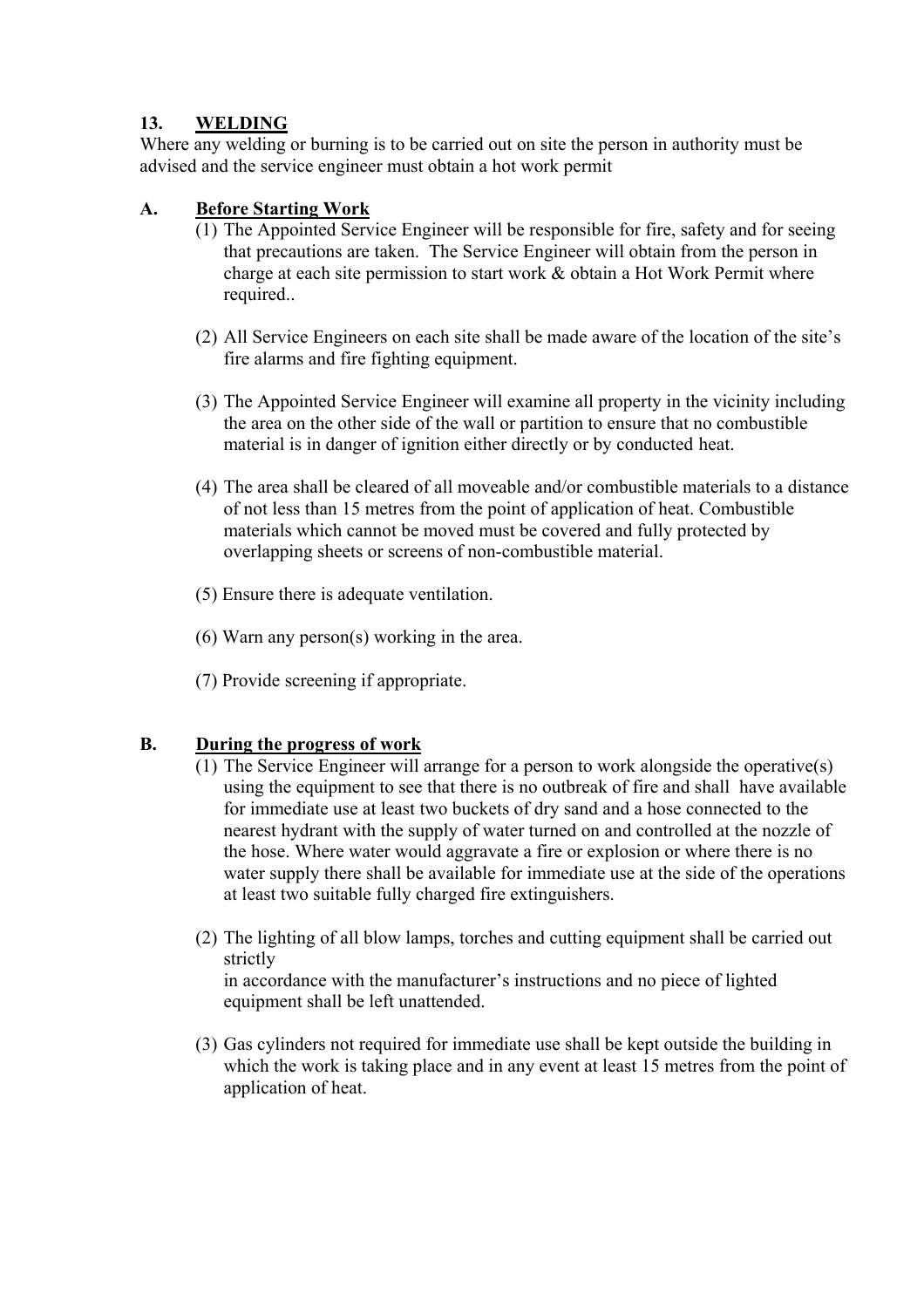## 13. WELDING

Where any welding or burning is to be carried out on site the person in authority must be advised and the service engineer must obtain a hot work permit

### A. Before Starting Work

(1) The Appointed Service Engineer will be responsible for fire, safety and for seeing that precautions are taken. The Service Engineer will obtain from the person in charge at each site permission to start work & obtain a Hot Work Permit where required..

(2) All Service Engineers on each site shall be made aware of the location of the site's fire alarms and fire fighting equipment.

(3) The Appointed Service Engineer will examine all property in the vicinity including the area on the other side of the wall or partition to ensure that no combustible material is in danger of ignition either directly or by conducted heat.

(4) The area shall be cleared of all moveable and/or combustible materials to a distance of not less than 15 metres from the point of application of heat. Combustible materials which cannot be moved must be covered and fully protected by overlapping sheets or screens of non-combustible material.

(5) Ensure there is adequate ventilation.

(6) Warn any person(s) working in the area.

(7) Provide screening if appropriate.

### B. During the progress of work

(1) The Service Engineer will arrange for a person to work alongside the operative(s) using the equipment to see that there is no outbreak of fire and shall have available for immediate use at least two buckets of dry sand and a hose connected to the nearest hydrant with the supply of water turned on and controlled at the nozzle of the hose. Where water would aggravate a fire or explosion or where there is no water supply there shall be available for immediate use at the side of the operations at least two suitable fully charged fire extinguishers.

(2) The lighting of all blow lamps, torches and cutting equipment shall be carried out strictly in accordance with the manufacturer's instructions and no piece of lighted equipment shall be left unattended.

(3) Gas cylinders not required for immediate use shall be kept outside the building in which the work is taking place and in any event at least 15 metres from the point of application of heat.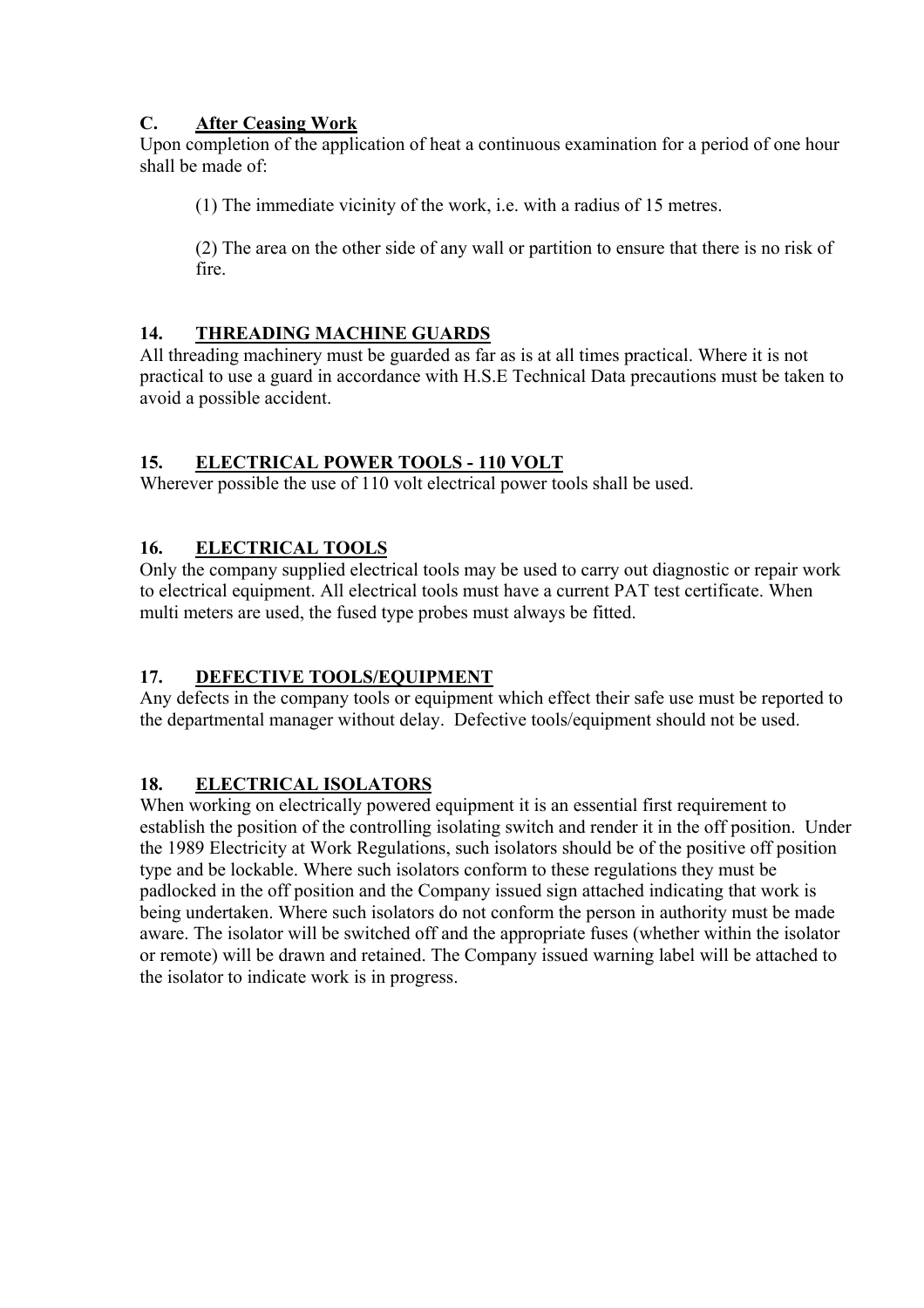### C. <u>After Ceasing Work</u>

Upon completion of the application of heat a continuous examination for a period of one hour shall be made of:

(1) The immediate vicinity of the work, i.e. with a radius of 15 metres.

(2) The area on the other side of any wall or partition to ensure that there is no risk of fire.

## 14. <u>THREADING MACHINE GUARDS</u>

All threading machinery must be guarded as far as is at all times practical. Where it is not practical to use a guard in accordance with H.S.E Technical Data precautions must be taken to avoid a possible accident.

## 15. <u>ELECTRICAL POWER TOOLS - 110 VOLT</u>

Wherever possible the use of 110 volt electrical power tools shall be used.

## 16. <u>ELECTRICAL TOOLS</u>

Only the company supplied electrical tools may be used to carry out diagnostic or repair work to electrical equipment. All electrical tools must have a current PAT test certificate. When multi meters are used, the fused type probes must always be fitted.

## 17. <u>DEFECTIVE TOOLS/EQUIPMENT</u>

Any defects in the company tools or equipment which effect their safe use must be reported to the departmental manager without delay. Defective tools/equipment should not be used.

## 18. <u>ELECTRICAL ISOLATORS</u>

When working on electrically powered equipment it is an essential first requirement to establish the position of the controlling isolating switch and render it in the off position. Under the 1989 Electricity at Work Regulations, such isolators should be of the positive off position type and be lockable. Where such isolators conform to these regulations they must be padlocked in the off position and the Company issued sign attached indicating that work is being undertaken. Where such isolators do not conform the person in authority must be made aware. The isolator will be switched off and the appropriate fuses (whether within the isolator or remote) will be drawn and retained. The Company issued warning label will be attached to the isolator to indicate work is in progress.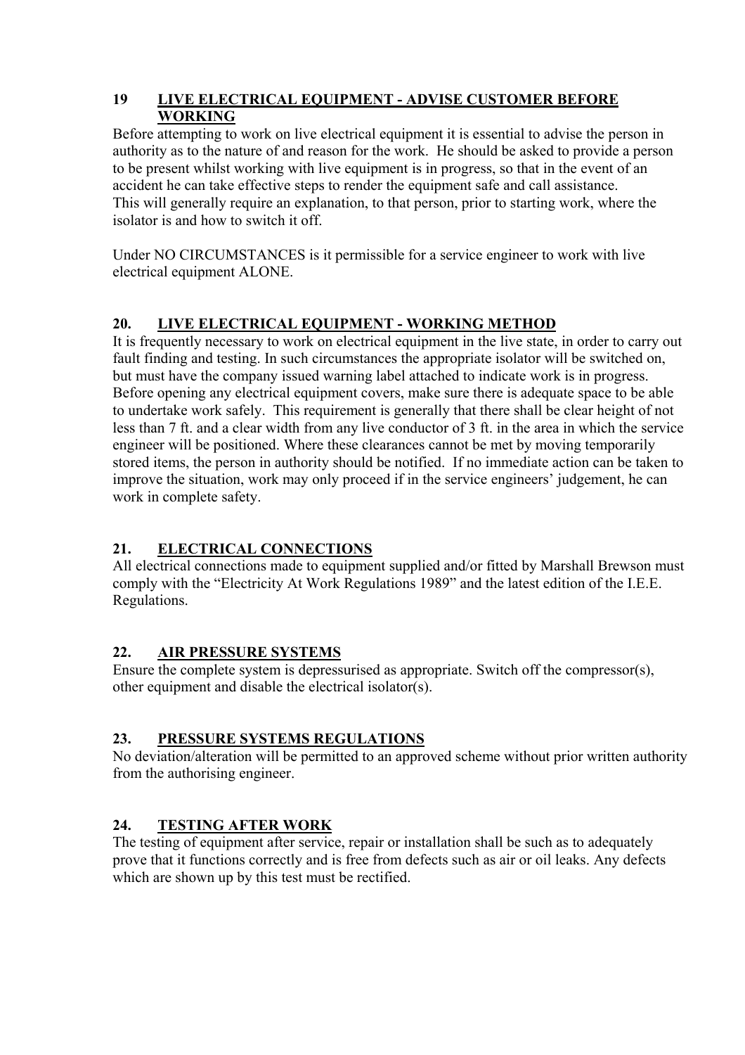## 19 LIVE ELECTRICAL EQUIPMENT - ADVISE CUSTOMER BEFORE WORKING

Before attempting to work on live electrical equipment it is essential to advise the person in authority as to the nature of and reason for the work. He should be asked to provide a person to be present whilst working with live equipment is in progress, so that in the event of an accident he can take effective steps to render the equipment safe and call assistance. This will generally require an explanation, to that person, prior to starting work, where the isolator is and how to switch it off.

Under NO CIRCUMSTANCES is it permissible for a service engineer to work with live electrical equipment ALONE.

## 20. LIVE ELECTRICAL EQUIPMENT - WORKING METHOD

It is frequently necessary to work on electrical equipment in the live state, in order to carry out fault finding and testing. In such circumstances the appropriate isolator will be switched on, but must have the company issued warning label attached to indicate work is in progress. Before opening any electrical equipment covers, make sure there is adequate space to be able to undertake work safely. This requirement is generally that there shall be clear height of not less than 7 ft. and a clear width from any live conductor of 3 ft. in the area in which the service engineer will be positioned. Where these clearances cannot be met by moving temporarily stored items, the person in authority should be notified. If no immediate action can be taken to improve the situation, work may only proceed if in the service engineers' judgement, he can work in complete safety.

## 21. ELECTRICAL CONNECTIONS

All electrical connections made to equipment supplied and/or fitted by Marshall Brewson must comply with the "Electricity At Work Regulations 1989" and the latest edition of the I.E.E. Regulations.

## 22. AIR PRESSURE SYSTEMS

Ensure the complete system is depressurised as appropriate. Switch off the compressor(s), other equipment and disable the electrical isolator(s).

## 23. PRESSURE SYSTEMS REGULATIONS

No deviation/alteration will be permitted to an approved scheme without prior written authority from the authorising engineer.

## 24. TESTING AFTER WORK

The testing of equipment after service, repair or installation shall be such as to adequately prove that it functions correctly and is free from defects such as air or oil leaks. Any defects which are shown up by this test must be rectified.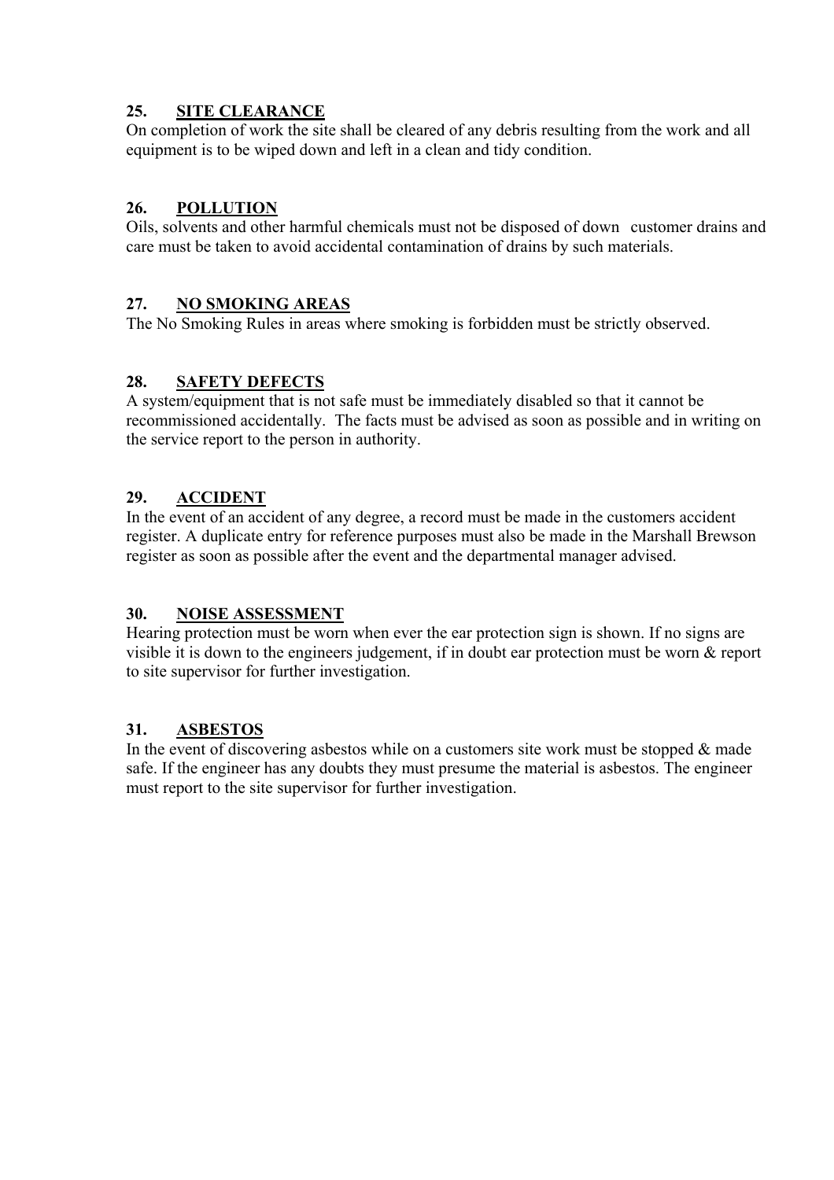## 25. SITE CLEARANCE

On completion of work the site shall be cleared of any debris resulting from the work and all equipment is to be wiped down and left in a clean and tidy condition.

## 26. POLLUTION

Oils, solvents and other harmful chemicals must not be disposed of down customer drains and care must be taken to avoid accidental contamination of drains by such materials.

## 27. NO SMOKING AREAS

The No Smoking Rules in areas where smoking is forbidden must be strictly observed.

## 28. SAFETY DEFECTS

A system/equipment that is not safe must be immediately disabled so that it cannot be recommissioned accidentally. The facts must be advised as soon as possible and in writing on the service report to the person in authority.

## 29. ACCIDENT

In the event of an accident of any degree, a record must be made in the customers accident register. A duplicate entry for reference purposes must also be made in the Marshall Brewson register as soon as possible after the event and the departmental manager advised.

## 30. NOISE ASSESSMENT

Hearing protection must be worn when ever the ear protection sign is shown. If no signs are visible it is down to the engineers judgement, if in doubt ear protection must be worn & report to site supervisor for further investigation.

## 31. ASBESTOS

In the event of discovering asbestos while on a customers site work must be stopped & made safe. If the engineer has any doubts they must presume the material is asbestos. The engineer must report to the site supervisor for further investigation.